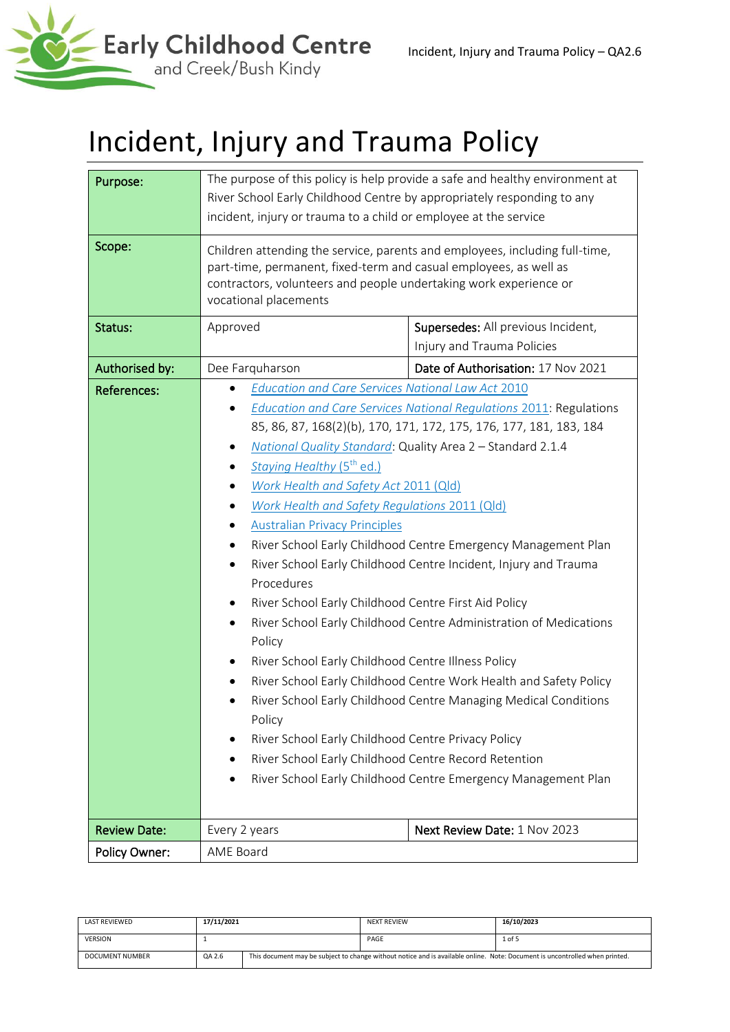# Incident, Injury and Trauma Policy

| | | |
|---|---|---|
| **Purpose:** | The purpose of this policy is help provide a safe and healthy environment at River School Early Childhood Centre by appropriately responding to any incident, injury or trauma to a child or employee at the service | |
| **Scope:** | Children attending the service, parents and employees, including full-time, part-time, permanent, fixed-term and casual employees, as well as contractors, volunteers and people undertaking work experience or vocational placements | |
| **Status:** | Approved | **Supersedes:** All previous Incident, Injury and Trauma Policies |
| **Authorised by:** | Dee Farquharson | **Date of Authorisation:** 17 Nov 2021 |
| **References:** | • *Education and Care Services National Law Act 2010*<br>• *Education and Care Services National Regulations 2011*: Regulations 85, 86, 87, 168(2)(b), 170, 171, 172, 175, 176, 177, 181, 183, 184<br>• *National Quality Standard*: Quality Area 2 – Standard 2.1.4<br>• *Staying Healthy* (5th ed.)<br>• *Work Health and Safety Act* 2011 (Qld)<br>• *Work Health and Safety Regulations* 2011 (Qld)<br>• Australian Privacy Principles<br>• River School Early Childhood Centre Emergency Management Plan<br>• River School Early Childhood Centre Incident, Injury and Trauma Procedures<br>• River School Early Childhood Centre First Aid Policy<br>• River School Early Childhood Centre Administration of Medications Policy<br>• River School Early Childhood Centre Illness Policy<br>• River School Early Childhood Centre Work Health and Safety Policy<br>• River School Early Childhood Centre Managing Medical Conditions Policy<br>• River School Early Childhood Centre Privacy Policy<br>• River School Early Childhood Centre Record Retention<br>• River School Early Childhood Centre Emergency Management Plan | |
| **Review Date:** | Every 2 years | **Next Review Date:** 1 Nov 2023 |
| **Policy Owner:** | AME Board | |

| LAST REVIEWED | 17/11/2021 | NEXT REVIEW | 16/10/2023 |
|---|---|---|---|
| VERSION | 1 | PAGE | 1 of 5 |
| DOCUMENT NUMBER | QA 2.6 | This document may be subject to change without notice and is available online. Note: Document is uncontrolled when printed. | |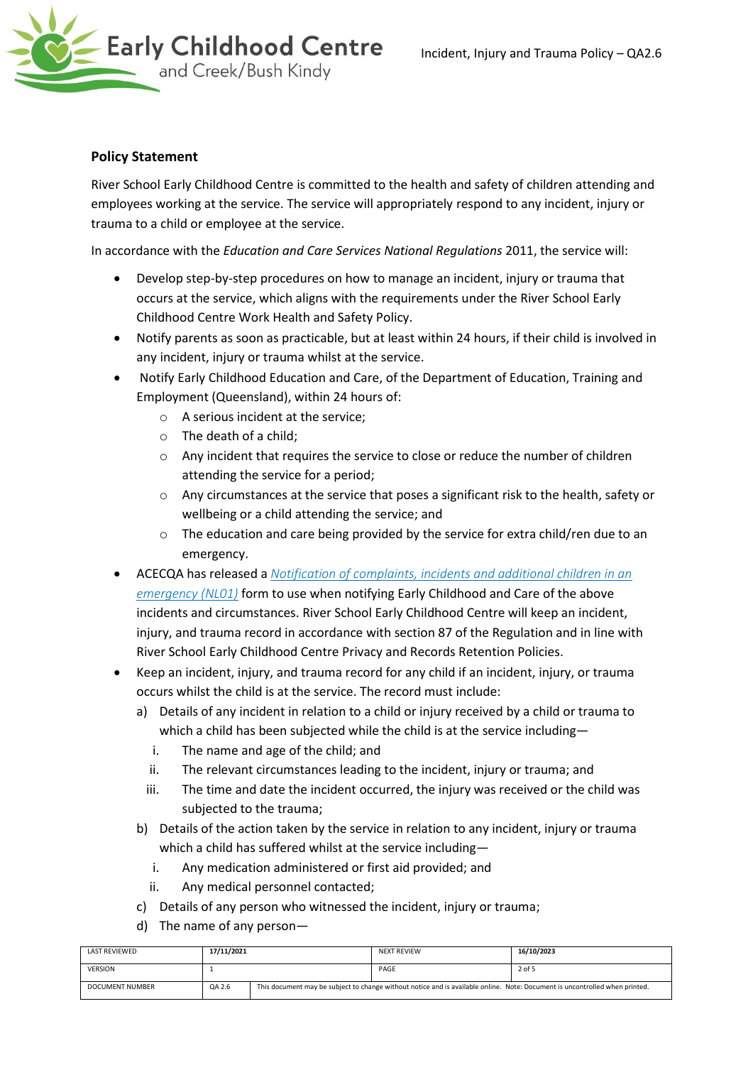## Policy Statement

River School Early Childhood Centre is committed to the health and safety of children attending and employees working at the service. The service will appropriately respond to any incident, injury or trauma to a child or employee at the service.

In accordance with the *Education and Care Services National Regulations* 2011, the service will:

- Develop step-by-step procedures on how to manage an incident, injury or trauma that occurs at the service, which aligns with the requirements under the River School Early Childhood Centre Work Health and Safety Policy.
- Notify parents as soon as practicable, but at least within 24 hours, if their child is involved in any incident, injury or trauma whilst at the service.
- Notify Early Childhood Education and Care, of the Department of Education, Training and Employment (Queensland), within 24 hours of:
  - A serious incident at the service;
  - The death of a child;
  - Any incident that requires the service to close or reduce the number of children attending the service for a period;
  - Any circumstances at the service that poses a significant risk to the health, safety or wellbeing or a child attending the service; and
  - The education and care being provided by the service for extra child/ren due to an emergency.
- ACECQA has released a *Notification of complaints, incidents and additional children in an emergency (NL01)* form to use when notifying Early Childhood and Care of the above incidents and circumstances. River School Early Childhood Centre will keep an incident, injury, and trauma record in accordance with section 87 of the Regulation and in line with River School Early Childhood Centre Privacy and Records Retention Policies.
- Keep an incident, injury, and trauma record for any child if an incident, injury, or trauma occurs whilst the child is at the service. The record must include:
  a) Details of any incident in relation to a child or injury received by a child or trauma to which a child has been subjected while the child is at the service including—
     i. The name and age of the child; and
     ii. The relevant circumstances leading to the incident, injury or trauma; and
     iii. The time and date the incident occurred, the injury was received or the child was subjected to the trauma;
  b) Details of the action taken by the service in relation to any incident, injury or trauma which a child has suffered whilst at the service including—
     i. Any medication administered or first aid provided; and
     ii. Any medical personnel contacted;
  c) Details of any person who witnessed the incident, injury or trauma;
  d) The name of any person—

| LAST REVIEWED | 17/11/2021 | NEXT REVIEW | 16/10/2023 |
| --- | --- | --- | --- |
| VERSION | 1 | PAGE | 2 of 5 |
| DOCUMENT NUMBER | QA 2.6 | This document may be subject to change without notice and is available online. Note: Document is uncontrolled when printed. | |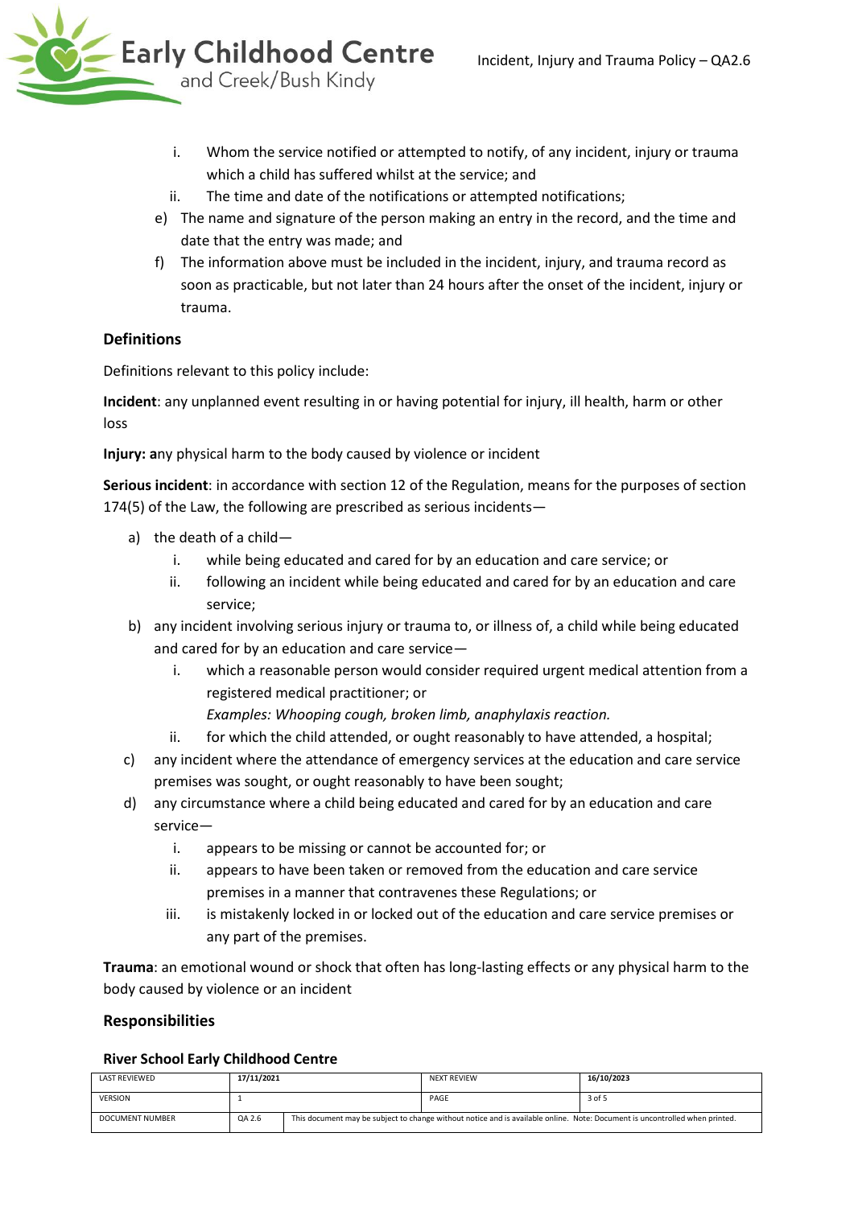i. Whom the service notified or attempted to notify, of any incident, injury or trauma which a child has suffered whilst at the service; and
   ii. The time and date of the notifications or attempted notifications;

e) The name and signature of the person making an entry in the record, and the time and date that the entry was made; and

f) The information above must be included in the incident, injury, and trauma record as soon as practicable, but not later than 24 hours after the onset of the incident, injury or trauma.

### Definitions

Definitions relevant to this policy include:

**Incident**: any unplanned event resulting in or having potential for injury, ill health, harm or other loss

**Injury: a**ny physical harm to the body caused by violence or incident

**Serious incident**: in accordance with section 12 of the Regulation, means for the purposes of section 174(5) of the Law, the following are prescribed as serious incidents—

a) the death of a child—
   i. while being educated and cared for by an education and care service; or
   ii. following an incident while being educated and cared for by an education and care service;

b) any incident involving serious injury or trauma to, or illness of, a child while being educated and cared for by an education and care service—
   i. which a reasonable person would consider required urgent medical attention from a registered medical practitioner; or
      *Examples: Whooping cough, broken limb, anaphylaxis reaction.*
   ii. for which the child attended, or ought reasonably to have attended, a hospital;

c) any incident where the attendance of emergency services at the education and care service premises was sought, or ought reasonably to have been sought;

d) any circumstance where a child being educated and cared for by an education and care service—
   i. appears to be missing or cannot be accounted for; or
   ii. appears to have been taken or removed from the education and care service premises in a manner that contravenes these Regulations; or
   iii. is mistakenly locked in or locked out of the education and care service premises or any part of the premises.

**Trauma**: an emotional wound or shock that often has long-lasting effects or any physical harm to the body caused by violence or an incident

### Responsibilities

#### River School Early Childhood Centre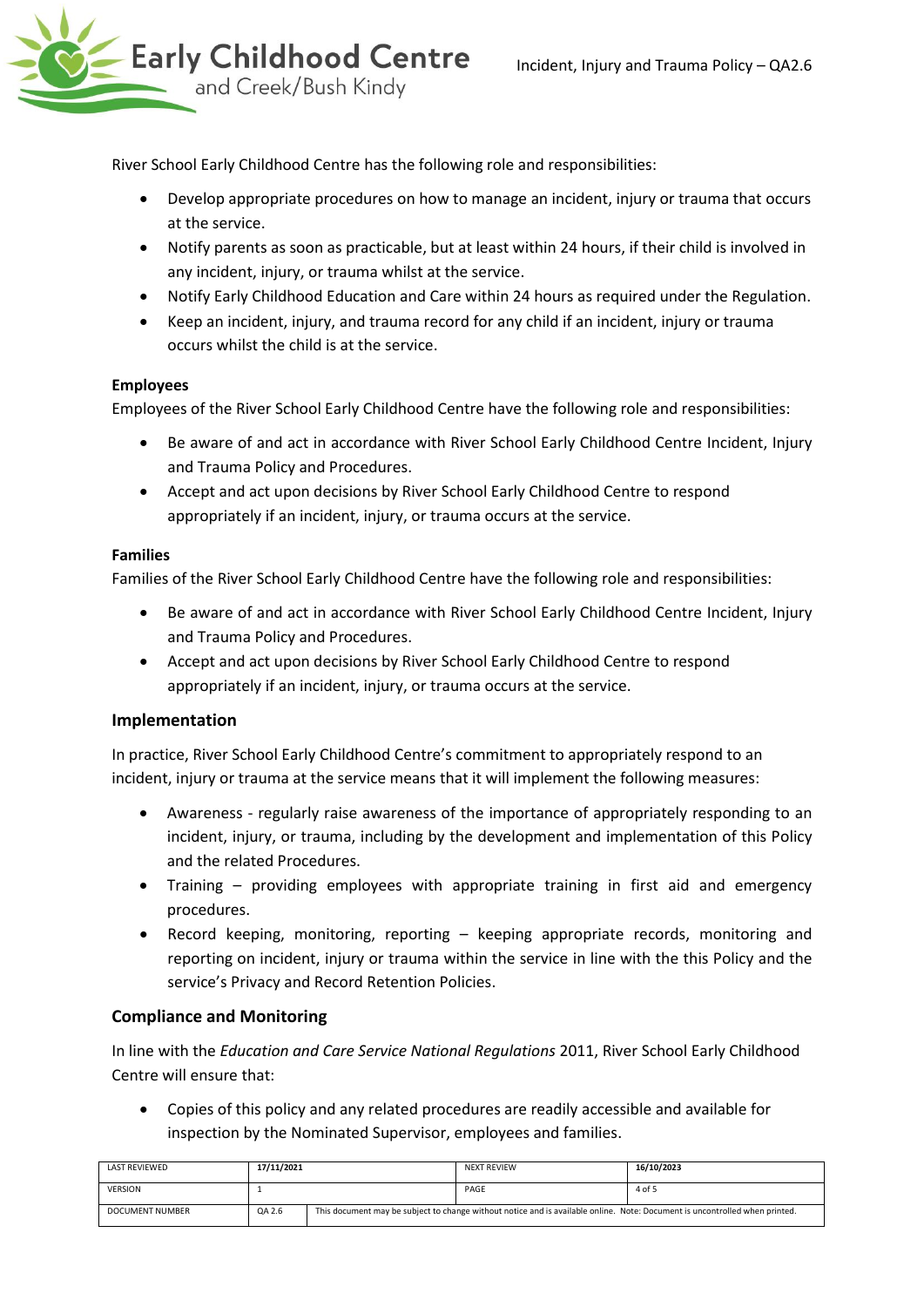River School Early Childhood Centre has the following role and responsibilities:

- Develop appropriate procedures on how to manage an incident, injury or trauma that occurs at the service.
- Notify parents as soon as practicable, but at least within 24 hours, if their child is involved in any incident, injury, or trauma whilst at the service.
- Notify Early Childhood Education and Care within 24 hours as required under the Regulation.
- Keep an incident, injury, and trauma record for any child if an incident, injury or trauma occurs whilst the child is at the service.

**Employees**

Employees of the River School Early Childhood Centre have the following role and responsibilities:

- Be aware of and act in accordance with River School Early Childhood Centre Incident, Injury and Trauma Policy and Procedures.
- Accept and act upon decisions by River School Early Childhood Centre to respond appropriately if an incident, injury, or trauma occurs at the service.

**Families**

Families of the River School Early Childhood Centre have the following role and responsibilities:

- Be aware of and act in accordance with River School Early Childhood Centre Incident, Injury and Trauma Policy and Procedures.
- Accept and act upon decisions by River School Early Childhood Centre to respond appropriately if an incident, injury, or trauma occurs at the service.

## Implementation

In practice, River School Early Childhood Centre's commitment to appropriately respond to an incident, injury or trauma at the service means that it will implement the following measures:

- Awareness - regularly raise awareness of the importance of appropriately responding to an incident, injury, or trauma, including by the development and implementation of this Policy and the related Procedures.
- Training – providing employees with appropriate training in first aid and emergency procedures.
- Record keeping, monitoring, reporting – keeping appropriate records, monitoring and reporting on incident, injury or trauma within the service in line with the this Policy and the service's Privacy and Record Retention Policies.

## Compliance and Monitoring

In line with the *Education and Care Service National Regulations* 2011, River School Early Childhood Centre will ensure that:

- Copies of this policy and any related procedures are readily accessible and available for inspection by the Nominated Supervisor, employees and families.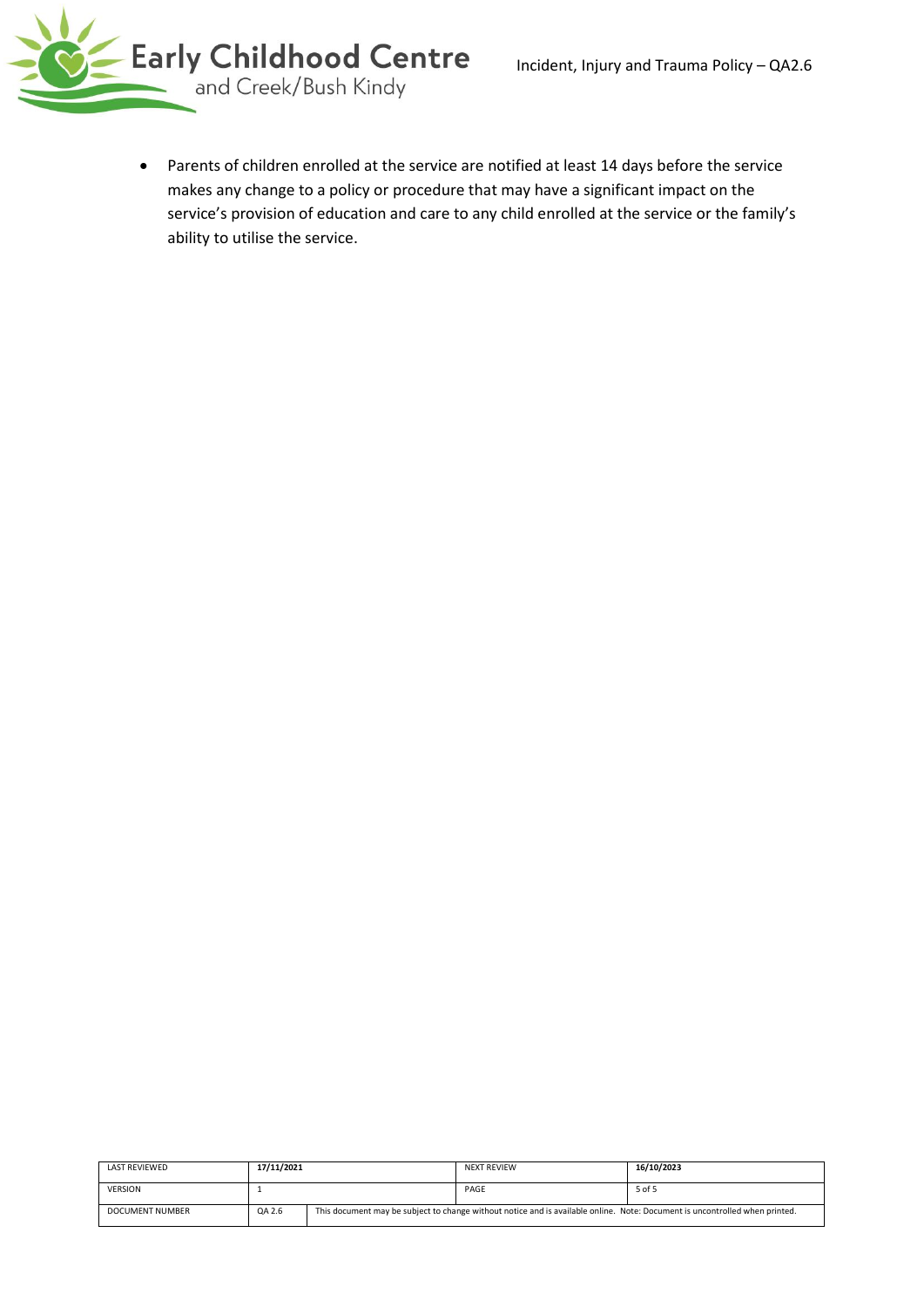- Parents of children enrolled at the service are notified at least 14 days before the service makes any change to a policy or procedure that may have a significant impact on the service's provision of education and care to any child enrolled at the service or the family's ability to utilise the service.